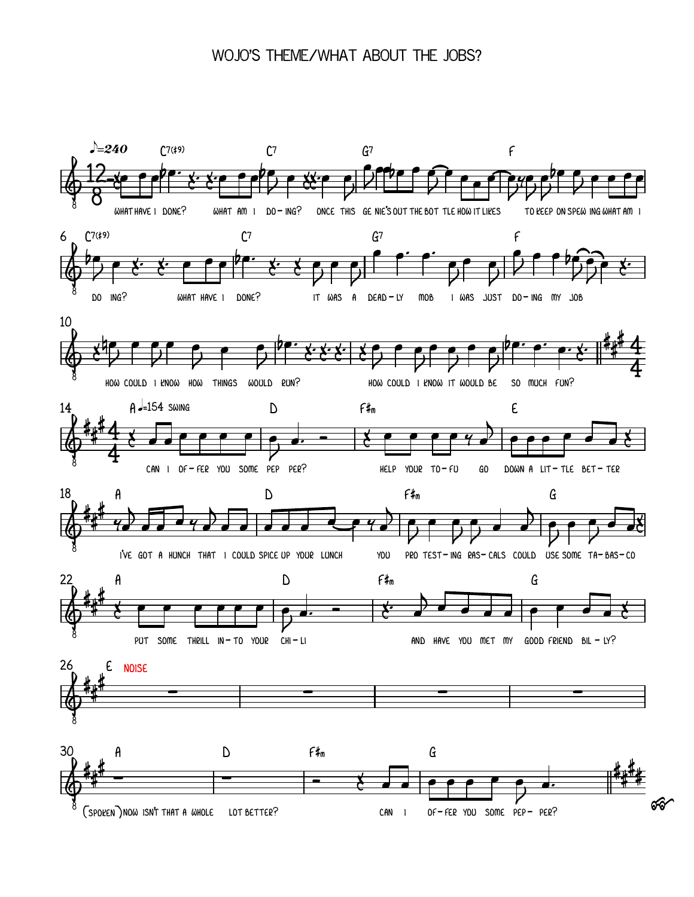# WOJO'S THEME/WHAT ABOUT THE JOBS?

♪=240 C7(♯9) C7 G7 F

WHAT HAVE I DONE? WHAT AM I DO - ING? ONCE THIS GE NIE'S OUT THE BOT TLE HOW IT LIKES TO KEEP ON SPEW ING WHAT AM I

C7(♯9) C7 G7 F

DO ING? WHAT HAVE I DONE? IT WAS A DEAD - LY MOB I WAS JUST DO - ING MY JOB

HOW COULD I KNOW HOW THINGS WOULD RUN? HOW COULD I KNOW IT WOULD BE SO MUCH FUN?

A ♩=154 SWING D F♯m E

CAN I OF - FER YOU SOME PEP PER? HELP YOUR TO - FU GO DOWN A LIT - TLE BET - TER

A D F♯m G

I'VE GOT A HUNCH THAT I COULD SPICE UP YOUR LUNCH YOU PRO TEST - ING RAS - CALS COULD USE SOME TA - BAS - CO

A D F♯m G

PUT SOME THRILL IN - TO YOUR CHI - LI AND HAVE YOU MET MY GOOD FRIEND BIL - LY?

E NOISE

A D F♯m G

(SPOKEN) NOW ISN'T THAT A WHOLE LOT BETTER? CAN I OF - FER YOU SOME PEP - PER?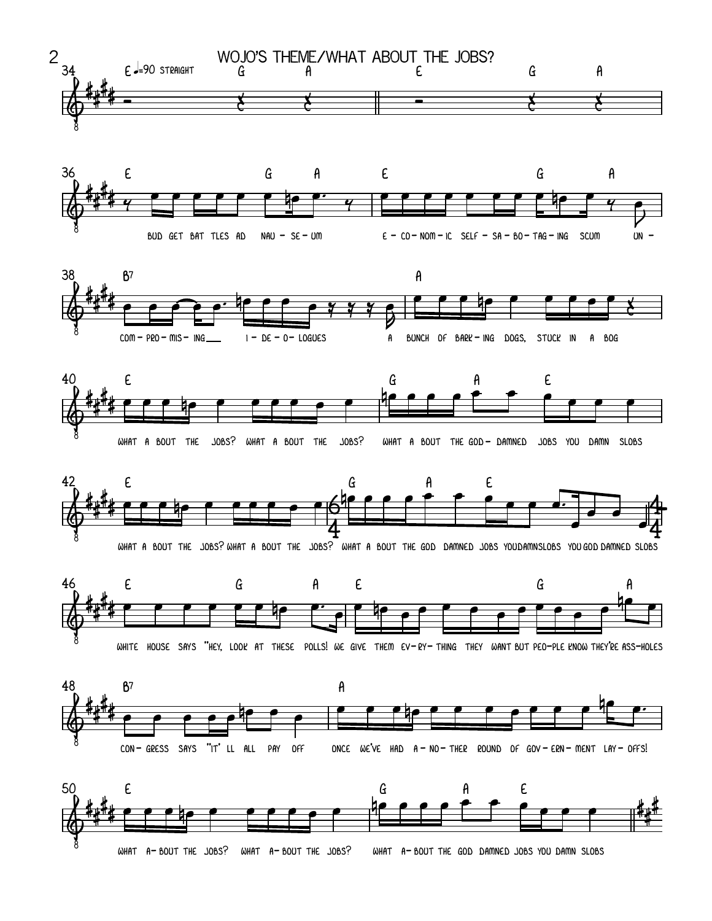# WOJO'S THEME/WHAT ABOUT THE JOBS?

34 E ♩.=90 STRAIGHT — G — A — E — G — A

36 E G A E G A

BUD GET BAT TLES AD NAU - SE - UM E - CO - NOM - IC SELF - SA - BO - TAG - ING SCUM UN -

38 B7 A

COM - PRO - MIS - ING___ I - DE - O - LOGUES A BUNCH OF BARK - ING DOGS, STUCK IN A BOG

40 E G A E

WHAT A BOUT THE JOBS? WHAT A BOUT THE JOBS? WHAT A BOUT THE GOD - DAMNED JOBS YOU DAMN SLOBS

42 E G A E

WHAT A BOUT THE JOBS? WHAT A BOUT THE JOBS? WHAT A BOUT THE GOD DAMNED JOBS YOU DAMN SLOBS YOU GOD DAMNED SLOBS

46 E G A E G A

WHITE HOUSE SAYS "HEY, LOOK AT THESE POLLS! WE GIVE THEM EV - RY - THING THEY WANT BUT PEO - PLE KNOW THEY'RE ASS - HOLES

48 B7 A

CON - GRESS SAYS "IT' LL ALL PAY OFF ONCE WE'VE HAD A - NO - THER ROUND OF GOV - ERN - MENT LAY - OFFS!

50 E G A E

WHAT A - BOUT THE JOBS? WHAT A - BOUT THE JOBS? WHAT A - BOUT THE GOD DAMNED JOBS YOU DAMN SLOBS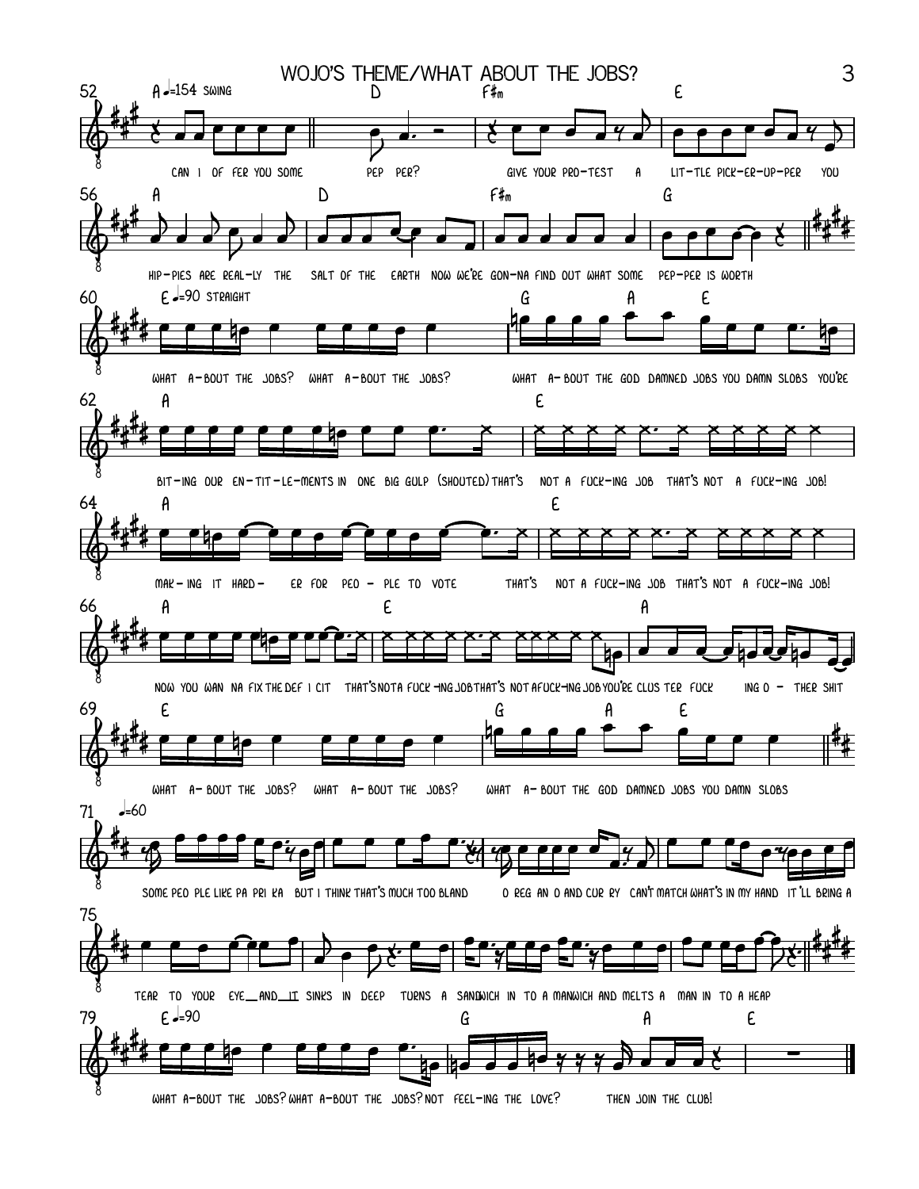# WOJO'S THEME/WHAT ABOUT THE JOBS?

52 — ♩=154 SWING

A | D | F#m | E

CAN I OF FER YOU SOME PEP PER? GIVE YOUR PRO-TEST A LIT-TLE PICK-ER-UP-PER YOU

56

A | D | F#m | G

HIP-PIES ARE REAL-LY THE SALT OF THE EARTH NOW WE'RE GON-NA FIND OUT WHAT SOME PEP-PER IS WORTH

60 — E ♩=90 STRAIGHT

G A E

WHAT A-BOUT THE JOBS? WHAT A-BOUT THE JOBS? WHAT A-BOUT THE GOD DAMNED JOBS YOU DAMN SLOBS YOU'RE

62

A | E

BIT-ING OUR EN-TIT-LE-MENTS IN ONE BIG GULP (SHOUTED) THAT'S NOT A FUCK-ING JOB THAT'S NOT A FUCK-ING JOB!

64

A | E

MAK-ING IT HARD- ER FOR PEO - PLE TO VOTE THAT'S NOT A FUCK-ING JOB THAT'S NOT A FUCK-ING JOB!

66

A | E | A

NOW YOU WAN NA FIX THE DEF I CIT THAT'S NOT A FUCK-ING JOB THAT'S NOT A FUCK-ING JOB YOU'RE CLUS TER FUCK ING O - THER SHIT

69

E | G A E

WHAT A- BOUT THE JOBS? WHAT A- BOUT THE JOBS? WHAT A- BOUT THE GOD DAMNED JOBS YOU DAMN SLOBS

71 — ♩=60

SOME PEO PLE LIKE PA PRI KA BUT I THINK THAT'S MUCH TOO BLAND O REG AN O AND CUR RY CAN'T MATCH WHAT'S IN MY HAND IT 'LL BRING A

75

TEAR TO YOUR EYE__AND__IT SINKS IN DEEP TURNS A SANDWICH IN TO A MANWICH AND MELTS A MAN IN TO A HEAP

79 — E ♩=90

G | A E

WHAT A-BOUT THE JOBS? WHAT A-BOUT THE JOBS? NOT FEEL-ING THE LOVE? THEN JOIN THE CLUB!